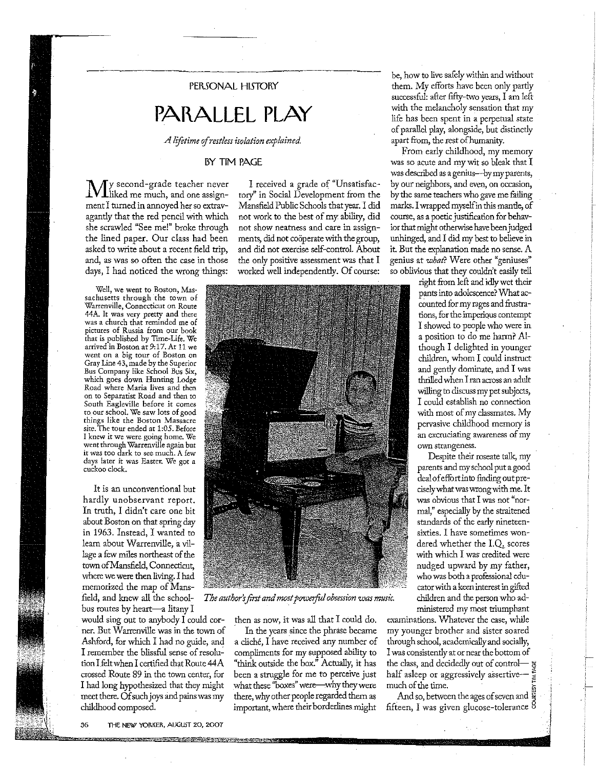PERSONAL HISTORY

# PARALLEL PLAY

*A lifetime of restless isolation explained.*

BY TIM PAGE

My second-grade teacher never liked me much, and one assignment I turned in annoyed her so extravagantly that the red pencil with which she scrawled "See me!" broke through the lined paper. Our class had been asked to write about a recent field trip, and, as was so often the case in those days, I had noticed the wrong things:

> Well, we went to Boston, Massachusetts through the town of Warrenville, Connecticut on Route 44A. It was very pretty and there was a church that reminded me of pictures of Russia from our book that is published by Time-Life. We arrived in Boston at 9:17. At 11 we went on a big tour of Boston on Gray Line 43, made by the Superior Bus Company like School Bus Six, which goes down Hunting Lodge Road where Maria lives and then on to Separatist Road and then to South Eagleville before it comes to our school. We saw lots of good things like the Boston Massacre site. The tour ended at 1:05. Before I knew it we were going home. We went through Warrenville again but it was too dark to see much. A few days later it was Easter. We got a cuckoo clock.

It is an unconventional but hardly unobservant report. In truth, I didn't care one bit about Boston on that spring day in 1963. Instead, I wanted to learn about Warrenville, a village a few miles northeast of the town of Mansfield, Connecticut, where we were then living. I had memorized the map of Mansfield, and knew all the school-bus routes by heart—a litany I would sing out to anybody I could corner. But Warrenville was in the town of Ashford, for which I had no guide, and I remember the blissful sense of resolution I felt when I certified that Route 44A crossed Route 89 in the town center, for I had long hypothesized that they might meet there. Of such joys and pains was my childhood composed.

I received a grade of "Unsatisfactory" in Social Development from the Mansfield Public Schools that year. I did not work to the best of my ability, did not show neatness and care in assignments, did not coöperate with the group, and did not exercise self-control. About the only positive assessment was that I worked well independently. Of course: then as now, it was all that I could do.

*The author's first and most powerful obsession was music.*

In the years since the phrase became a cliché, I have received any number of compliments for my supposed ability to "think outside the box." Actually, it has been a struggle for me to perceive just what these "boxes" were—why they were there, why other people regarded them as important, where their borderlines might be, how to live safely within and without them. My efforts have been only partly successful: after fifty-two years, I am left with the melancholy sensation that my life has been spent in a perpetual state of parallel play, alongside, but distinctly apart from, the rest of humanity.

From early childhood, my memory was so acute and my wit so bleak that I was described as a genius—by my parents, by our neighbors, and even, on occasion, by the same teachers who gave me failing marks. I wrapped myself in this mantle, of course, as a poetic justification for behavior that might otherwise have been judged unhinged, and I did my best to believe in it. But the explanation made no sense. A genius at *what*? Were other "geniuses" so oblivious that they couldn't easily tell right from left and idly wet their pants into adolescence? What accounted for my rages and frustrations, for the imperious contempt I showed to people who were in a position to do me harm? Although I delighted in younger children, whom I could instruct and gently dominate, and I was thrilled when I ran across an adult willing to discuss my pet subjects, I could establish no connection with most of my classmates. My pervasive childhood memory is an excruciating awareness of my own strangeness.

Despite their roseate talk, my parents and my school put a good deal of effort into finding out precisely what was wrong with me. It was obvious that I was not "normal," especially by the straitened standards of the early nineteen-sixties. I have sometimes wondered whether the I.Q. scores with which I was credited were nudged upward by my father, who was both a professional educator with a keen interest in gifted children and the person who administered my most triumphant examinations. Whatever the case, while my younger brother and sister soared through school, academically and socially, I was consistently at or near the bottom of the class, and decidedly out of control—half asleep or aggressively assertive—much of the time.

And so, between the ages of seven and fifteen, I was given glucose-tolerance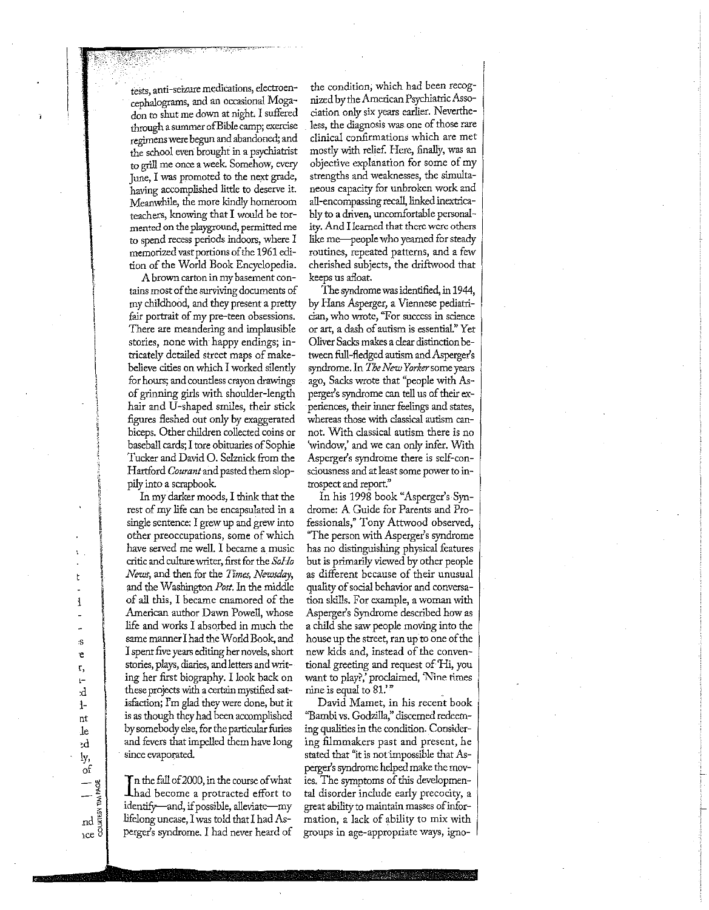tests, anti-seizure medications, electroencephalograms, and an occasional Mogadon to shut me down at night. I suffered through a summer of Bible camp; exercise regimens were begun and abandoned; and the school even brought in a psychiatrist to grill me once a week. Somehow, every June, I was promoted to the next grade, having accomplished little to deserve it. Meanwhile, the more kindly homeroom teachers, knowing that I would be tormented on the playground, permitted me to spend recess periods indoors, where I memorized vast portions of the 1961 edition of the World Book Encyclopedia.

A brown carton in my basement contains most of the surviving documents of my childhood, and they present a pretty fair portrait of my pre-teen obsessions. There are meandering and implausible stories, none with happy endings; intricately detailed street maps of make-believe cities on which I worked silently for hours; and countless crayon drawings of grinning girls with shoulder-length hair and U-shaped smiles, their stick figures fleshed out only by exaggerated biceps. Other children collected coins or baseball cards; I tore obituaries of Sophie Tucker and David O. Selznick from the Hartford *Courant* and pasted them sloppily into a scrapbook.

In my darker moods, I think that the rest of my life can be encapsulated in a single sentence: I grew up and grew into other preoccupations, some of which have served me well. I became a music critic and culture writer, first for the *SoHo News*, and then for the *Times*, *Newsday*, and the Washington *Post*. In the middle of all this, I became enamored of the American author Dawn Powell, whose life and works I absorbed in much the same manner I had the World Book, and I spent five years editing her novels, short stories, plays, diaries, and letters and writing her first biography. I look back on these projects with a certain mystified satisfaction; I'm glad they were done, but it is as though they had been accomplished by somebody else, for the particular furies and fevers that impelled them have long since evaporated.

In the fall of 2000, in the course of what had become a protracted effort to identify—and, if possible, alleviate—my lifelong unease, I was told that I had Asperger's syndrome. I had never heard of the condition, which had been recognized by the American Psychiatric Association only six years earlier. Nevertheless, the diagnosis was one of those rare clinical confirmations which are met mostly with relief. Here, finally, was an objective explanation for some of my strengths and weaknesses, the simultaneous capacity for unbroken work and all-encompassing recall, linked inextricably to a driven, uncomfortable personality. And I learned that there were others like me—people who yearned for steady routines, repeated patterns, and a few cherished subjects, the driftwood that keeps us afloat.

The syndrome was identified, in 1944, by Hans Asperger, a Viennese pediatrician, who wrote, "For success in science or art, a dash of autism is essential." Yet Oliver Sacks makes a clear distinction between full-fledged autism and Asperger's syndrome. In *The New Yorker* some years ago, Sacks wrote that "people with Asperger's syndrome can tell us of their experiences, their inner feelings and states, whereas those with classical autism cannot. With classical autism there is no 'window,' and we can only infer. With Asperger's syndrome there is self-consciousness and at least some power to introspect and report."

In his 1998 book "Asperger's Syndrome: A Guide for Parents and Professionals," Tony Attwood observed, "The person with Asperger's syndrome has no distinguishing physical features but is primarily viewed by other people as different because of their unusual quality of social behavior and conversation skills. For example, a woman with Asperger's Syndrome described how as a child she saw people moving into the house up the street, ran up to one of the new kids and, instead of the conventional greeting and request of 'Hi, you want to play?,' proclaimed, 'Nine times nine is equal to 81.'"

David Mamet, in his recent book "Bambi vs. Godzilla," discerned redeeming qualities in the condition. Considering filmmakers past and present, he stated that "it is not impossible that Asperger's syndrome helped make the movies. The symptoms of this developmental disorder include early precocity, a great ability to maintain masses of information, a lack of ability to mix with groups in age-appropriate ways, igno-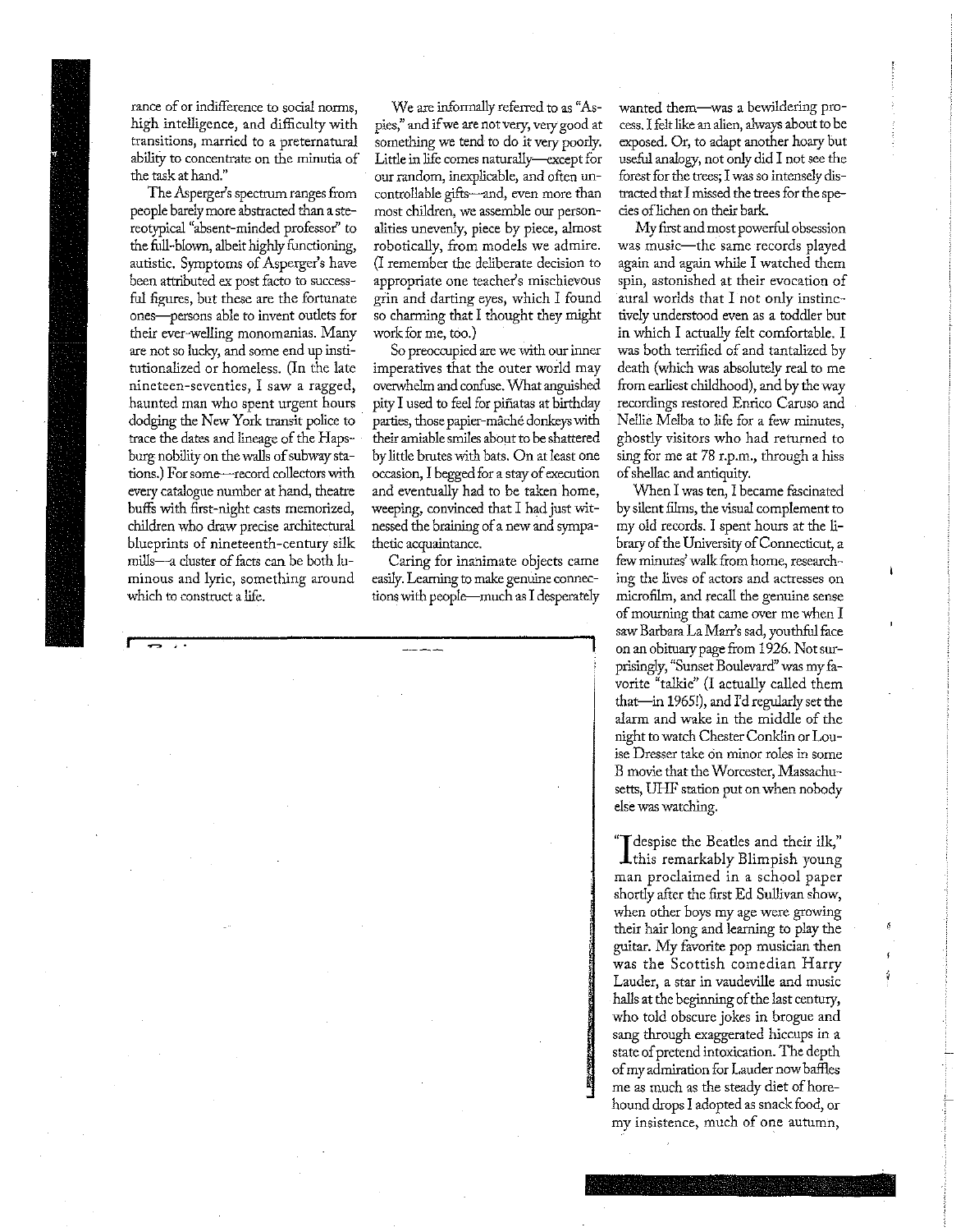rance of or indifference to social norms, high intelligence, and difficulty with transitions, married to a preternatural ability to concentrate on the minutia of the task at hand."

The Asperger's spectrum ranges from people barely more abstracted than a stereotypical "absent-minded professor" to the full-blown, albeit highly functioning, autistic. Symptoms of Asperger's have been attributed ex post facto to successful figures, but these are the fortunate ones—persons able to invent outlets for their ever-welling monomanias. Many are not so lucky, and some end up institutionalized or homeless. (In the late nineteen-seventies, I saw a ragged, haunted man who spent urgent hours dodging the New York transit police to trace the dates and lineage of the Hapsburg nobility on the walls of subway stations.) For some—record collectors with every catalogue number at hand, theatre buffs with first-night casts memorized, children who draw precise architectural blueprints of nineteenth-century silk mills—a cluster of facts can be both luminous and lyric, something around which to construct a life.

We are informally referred to as "Aspies," and if we are not very, very good at something we tend to do it very poorly. Little in life comes naturally—except for our random, inexplicable, and often uncontrollable gifts—and, even more than most children, we assemble our personalities unevenly, piece by piece, almost robotically, from models we admire. (I remember the deliberate decision to appropriate one teacher's mischievous grin and darting eyes, which I found so charming that I thought they might work for me, too.)

So preoccupied are we with our inner imperatives that the outer world may overwhelm and confuse. What anguished pity I used to feel for piñatas at birthday parties, those papier-mâché donkeys with their amiable smiles about to be shattered by little brutes with bats. On at least one occasion, I begged for a stay of execution and eventually had to be taken home, weeping, convinced that I had just witnessed the braining of a new and sympathetic acquaintance.

Caring for inanimate objects came easily. Learning to make genuine connections with people—much as I desperately wanted them—was a bewildering process. I felt like an alien, always about to be exposed. Or, to adapt another hoary but useful analogy, not only did I not see the forest for the trees; I was so intensely distracted that I missed the trees for the species of lichen on their bark.

My first and most powerful obsession was music—the same records played again and again while I watched them spin, astonished at their evocation of aural worlds that I not only instinctively understood even as a toddler but in which I actually felt comfortable. I was both terrified of and tantalized by death (which was absolutely real to me from earliest childhood), and by the way recordings restored Enrico Caruso and Nellie Melba to life for a few minutes, ghostly visitors who had returned to sing for me at 78 r.p.m., through a hiss of shellac and antiquity.

When I was ten, I became fascinated by silent films, the visual complement to my old records. I spent hours at the library of the University of Connecticut, a few minutes' walk from home, researching the lives of actors and actresses on microfilm, and recall the genuine sense of mourning that came over me when I saw Barbara La Marr's sad, youthful face on an obituary page from 1926. Not surprisingly, "Sunset Boulevard" was my favorite "talkie" (I actually called them that—in 1965!), and I'd regularly set the alarm and wake in the middle of the night to watch Chester Conklin or Louise Dresser take on minor roles in some B movie that the Worcester, Massachusetts, UHF station put on when nobody else was watching.

"I despise the Beatles and their ilk," this remarkably Blimpish young man proclaimed in a school paper shortly after the first Ed Sullivan show, when other boys my age were growing their hair long and learning to play the guitar. My favorite pop musician then was the Scottish comedian Harry Lauder, a star in vaudeville and music halls at the beginning of the last century, who told obscure jokes in brogue and sang through exaggerated hiccups in a state of pretend intoxication. The depth of my admiration for Lauder now baffles me as much as the steady diet of horehound drops I adopted as snack food, or my insistence, much of one autumn,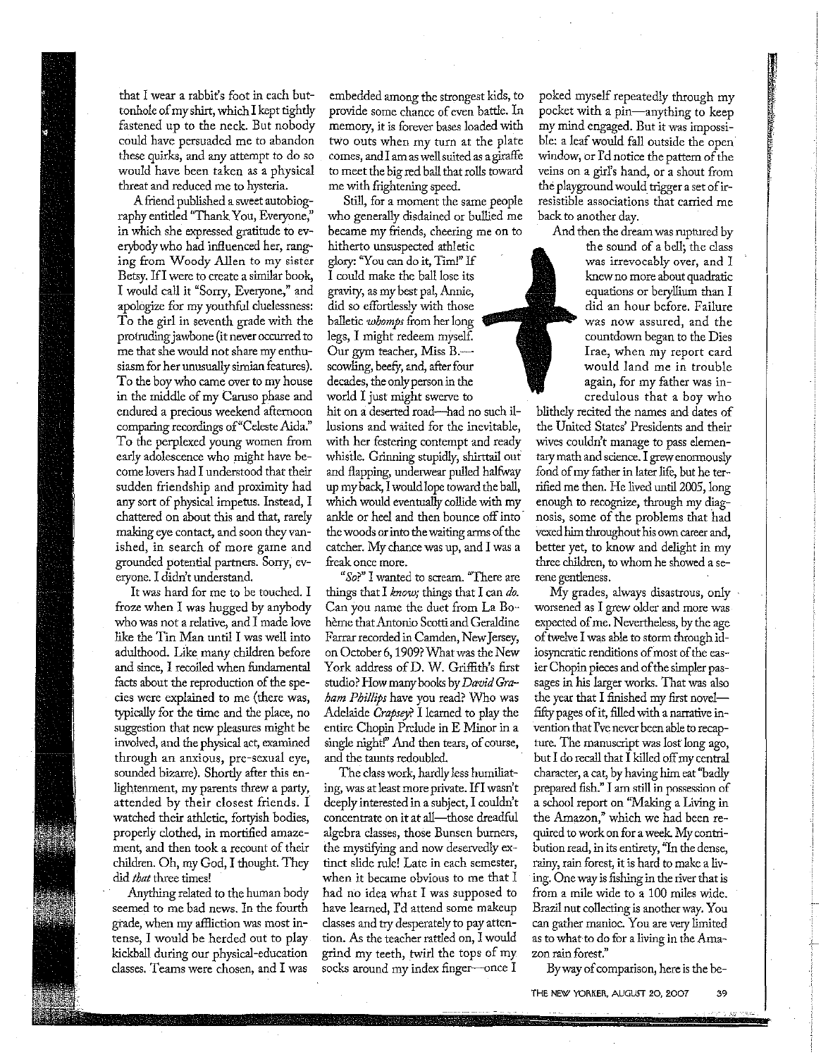that I wear a rabbit's foot in each buttonhole of my shirt, which I kept tightly fastened up to the neck. But nobody could have persuaded me to abandon these quirks, and any attempt to do so would have been taken as a physical threat and reduced me to hysteria.

A friend published a sweet autobiography entitled "Thank You, Everyone," in which she expressed gratitude to everybody who had influenced her, ranging from Woody Allen to my sister Betsy. If I were to create a similar book, I would call it "Sorry, Everyone," and apologize for my youthful cluelessness: To the girl in seventh grade with the protruding jawbone (it never occurred to me that she would not share my enthusiasm for her unusually simian features). To the boy who came over to my house in the middle of my Caruso phase and endured a precious weekend afternoon comparing recordings of "Celeste Aida." To the perplexed young women from early adolescence who might have become lovers had I understood that their sudden friendship and proximity had any sort of physical impetus. Instead, I chattered on about this and that, rarely making eye contact, and soon they vanished, in search of more game and grounded potential partners. Sorry, everyone. I didn't understand.

It was hard for me to be touched. I froze when I was hugged by anybody who was not a relative, and I made love like the Tin Man until I was well into adulthood. Like many children before and since, I recoiled when fundamental facts about the reproduction of the species were explained to me (there was, typically for the time and the place, no suggestion that new pleasures might be involved, and the physical act, examined through an anxious, pre-sexual eye, sounded bizarre). Shortly after this enlightenment, my parents threw a party, attended by their closest friends. I watched their athletic, fortyish bodies, properly clothed, in mortified amazement, and then took a recount of their children. Oh, my God, I thought. They did *that* three times!

Anything related to the human body seemed to me bad news. In the fourth grade, when my affliction was most intense, I would be herded out to play kickball during our physical-education classes. Teams were chosen, and I was embedded among the strongest kids, to provide some chance of even battle. In memory, it is forever bases loaded with two outs when my turn at the plate comes, and I am as well suited as a giraffe to meet the big red ball that rolls toward me with frightening speed.

Still, for a moment the same people who generally disdained or bullied me became my friends, cheering me on to hitherto unsuspected athletic glory: "You can do it, Tim!" If I could make the ball lose its gravity, as my best pal, Annie, did so effortlessly with those balletic *whomps* from her long legs, I might redeem myself. Our gym teacher, Miss B.—scowling, beefy, and, after four decades, the only person in the world I just might swerve to hit on a deserted road—had no such illusions and waited for the inevitable, with her festering contempt and ready whistle. Grinning stupidly, shirttail out and flapping, underwear pulled halfway up my back, I would lope toward the ball, which would eventually collide with my ankle or heel and then bounce off into the woods or into the waiting arms of the catcher. My chance was up, and I was a freak once more.

"*So?*" I wanted to scream. "There are things that I *know;* things that I can *do.* Can you name the duet from La Bohème that Antonio Scotti and Geraldine Farrar recorded in Camden, New Jersey, on October 6, 1909? What was the New York address of D. W. Griffith's first studio? How many books by *David Graham Phillips* have you read? Who was Adelaide *Crapsey*? I learned to play the entire Chopin Prelude in E Minor in a single night!" And then tears, of course, and the taunts redoubled.

The class work, hardly less humiliating, was at least more private. If I wasn't deeply interested in a subject, I couldn't concentrate on it at all—those dreadful algebra classes, those Bunsen burners, the mystifying and now deservedly extinct slide rule! Late in each semester, when it became obvious to me that I had no idea what I was supposed to have learned, I'd attend some makeup classes and try desperately to pay attention. As the teacher rattled on, I would grind my teeth, twirl the tops of my socks around my index finger—once I poked myself repeatedly through my pocket with a pin—anything to keep my mind engaged. But it was impossible: a leaf would fall outside the open window, or I'd notice the pattern of the veins on a girl's hand, or a shout from the playground would trigger a set of irresistible associations that carried me back to another day.

And then the dream was ruptured by the sound of a bell; the class was irrevocably over, and I knew no more about quadratic equations or beryllium than I did an hour before. Failure was now assured, and the countdown began to the Dies Irae, when my report card would land me in trouble again, for my father was incredulous that a boy who blithely recited the names and dates of the United States' Presidents and their wives couldn't manage to pass elementary math and science. I grew enormously fond of my father in later life, but he terrified me then. He lived until 2005, long enough to recognize, through my diagnosis, some of the problems that had vexed him throughout his own career and, better yet, to know and delight in my three children, to whom he showed a serene gentleness.

My grades, always disastrous, only worsened as I grew older and more was expected of me. Nevertheless, by the age of twelve I was able to storm through idiosyncratic renditions of most of the easier Chopin pieces and of the simpler passages in his larger works. That was also the year that I finished my first novel—fifty pages of it, filled with a narrative invention that I've never been able to recapture. The manuscript was lost long ago, but I do recall that I killed off my central character, a cat, by having him eat "badly prepared fish." I am still in possession of a school report on "Making a Living in the Amazon," which we had been required to work on for a week. My contribution read, in its entirety, "In the dense, rainy, rain forest, it is hard to make a living. One way is fishing in the river that is from a mile wide to a 100 miles wide. Brazil nut collecting is another way. You can gather manioc. You are very limited as to what to do for a living in the Amazon rain forest."

By way of comparison, here is the be-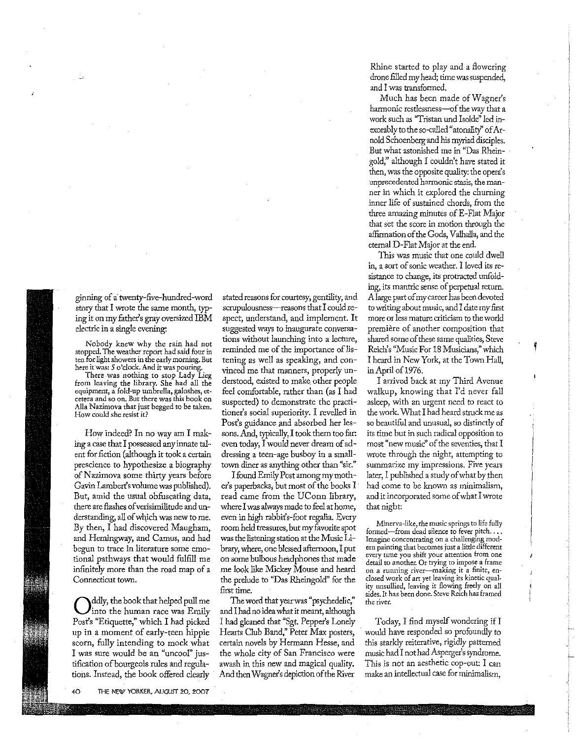ginning of a twenty-five-hundred-word story that I wrote the same month, typing it on my father's gray oversized IBM electric in a single evening:

> Nobody knew why the rain had not stopped. The weather report had said four in ten for light showers in the early morning. But here it was: 5 o'clock. And it was pouring.
>
> There was nothing to stop Lady Lieg from leaving the library. She had all the equipment, a fold-up umbrella, galoshes, etcetera and so on. But there was this book on Alla Nazimova that just begged to be taken. How could she resist it?

How indeed? In no way am I making a case that I possessed any innate talent for fiction (although it took a certain prescience to hypothesize a biography of Nazimova some thirty years before Gavin Lambert's volume was published). But, amid the usual obfuscating data, there are flashes of verisimilitude and understanding, all of which was new to me. By then, I had discovered Maugham, and Hemingway, and Camus, and had begun to trace in literature some emotional pathways that would fulfill me infinitely more than the road map of a Connecticut town.

Oddly, the book that helped pull me into the human race was Emily Post's "Etiquette," which I had picked up in a moment of early-teen hippie scorn, fully intending to mock what I was sure would be an "uncool" justification of bourgeois rules and regulations. Instead, the book offered clearly stated reasons for courtesy, gentility, and scrupulousness—reasons that I could respect, understand, and implement. It suggested ways to inaugurate conversations without launching into a lecture, reminded me of the importance of listening as well as speaking, and convinced me that manners, properly understood, existed to make other people feel comfortable, rather than (as I had suspected) to demonstrate the practitioner's social superiority. I revelled in Post's guidance and absorbed her lessons. And, typically, I took them too far: even today, I would never dream of addressing a teen-age busboy in a small-town diner as anything other than "sir."

I found Emily Post among my mother's paperbacks, but most of the books I read came from the UConn library, where I was always made to feel at home, even in high rabbit's-foot regalia. Every room held treasures, but my favorite spot was the listening station at the Music Library, where, one blessed afternoon, I put on some bulbous headphones that made me look like Mickey Mouse and heard the prelude to "Das Rheingold" for the first time.

The word that year was "psychedelic," and I had no idea what it meant, although I had gleaned that "Sgt. Pepper's Lonely Hearts Club Band," Peter Max posters, certain novels by Hermann Hesse, and the whole city of San Francisco were awash in this new and magical quality. And then Wagner's depiction of the River Rhine started to play and a flowering drone filled my head; time was suspended, and I was transformed.

Much has been made of Wagner's harmonic restlessness—of the way that a work such as "Tristan und Isolde" led inexorably to the so-called "atonality" of Arnold Schoenberg and his myriad disciples. But what astonished me in "Das Rheingold," although I couldn't have stated it then, was the opposite quality: the opera's unprecedented harmonic stasis, the manner in which it explored the churning inner life of sustained chords, from the three amazing minutes of E-Flat Major that set the score in motion through the affirmation of the Gods, Valhalla, and the eternal D-Flat Major at the end.

This was music that one could dwell in, a sort of sonic weather. I loved its resistance to change, its protracted unfolding, its mantric sense of perpetual return. A large part of my career has been devoted to writing about music, and I date my first more or less mature criticism to the world première of another composition that shared some of these same qualities, Steve Reich's "Music For 18 Musicians," which I heard in New York, at the Town Hall, in April of 1976.

I arrived back at my Third Avenue walkup, knowing that I'd never fall asleep, with an urgent need to react to the work. What I had heard struck me as so beautiful and unusual, so distinctly of its time but in such radical opposition to most "new music" of the seventies, that I wrote through the night, attempting to summarize my impressions. Five years later, I published a study of what by then had come to be known as minimalism, and it incorporated some of what I wrote that night:

> Minerva-like, the music springs to life fully formed—from dead silence to fever pitch.... Imagine concentrating on a challenging modern painting that becomes just a little different every time you shift your attention from one detail to another. Or trying to impose a frame on a running river—making it a finite, enclosed work of art yet leaving its kinetic quality unsullied, leaving it flowing freely on all sides. It has been done. Steve Reich has framed the river.

Today, I find myself wondering if I would have responded so profoundly to this starkly reiterative, rigidly patterned music had I not had Asperger's syndrome. This is not an aesthetic cop-out: I can make an intellectual case for minimalism,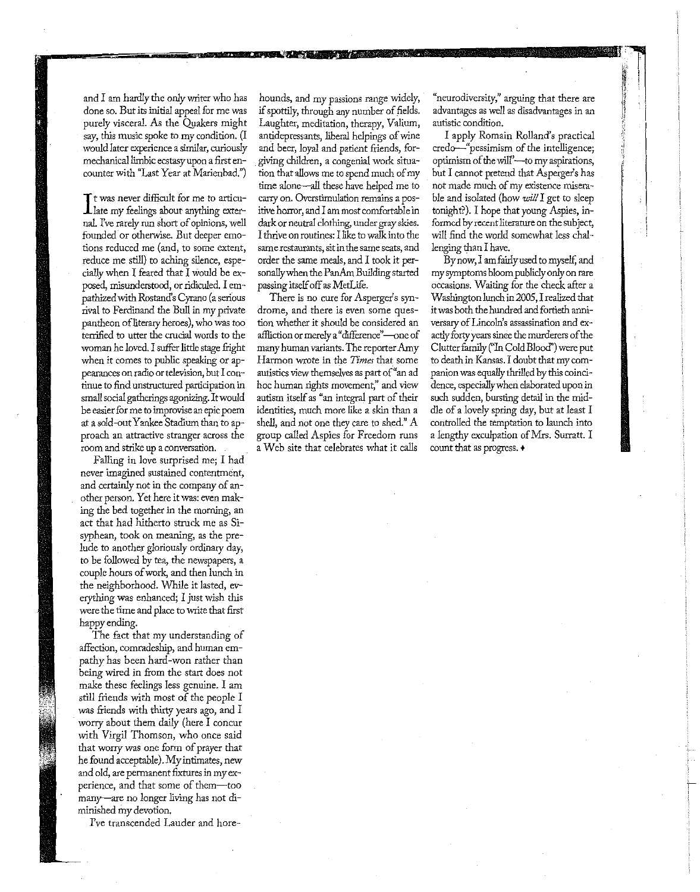and I am hardly the only writer who has done so. But its initial appeal for me was purely visceral. As the Quakers might say, this music spoke to my condition. (I would later experience a similar, curiously mechanical limbic ecstasy upon a first encounter with "Last Year at Marienbad.")

It was never difficult for me to articulate my feelings about anything external. I've rarely run short of opinions, well founded or otherwise. But deeper emotions reduced me (and, to some extent, reduce me still) to aching silence, especially when I feared that I would be exposed, misunderstood, or ridiculed. I empathized with Rostand's Cyrano (a serious rival to Ferdinand the Bull in my private pantheon of literary heroes), who was too terrified to utter the crucial words to the woman he loved. I suffer little stage fright when it comes to public speaking or appearances on radio or television, but I continue to find unstructured participation in small social gatherings agonizing. It would be easier for me to improvise an epic poem at a sold-out Yankee Stadium than to approach an attractive stranger across the room and strike up a conversation.

Falling in love surprised me; I had never imagined sustained contentment, and certainly not in the company of another person. Yet here it was: even making the bed together in the morning, an act that had hitherto struck me as Sisyphean, took on meaning, as the prelude to another gloriously ordinary day, to be followed by tea, the newspapers, a couple hours of work, and then lunch in the neighborhood. While it lasted, everything was enhanced; I just wish this were the time and place to write that first happy ending.

The fact that my understanding of affection, comradeship, and human empathy has been hard-won rather than being wired in from the start does not make these feelings less genuine. I am still friends with most of the people I was friends with thirty years ago, and I worry about them daily (here I concur with Virgil Thomson, who once said that worry was one form of prayer that he found acceptable). My intimates, new and old, are permanent fixtures in my experience, and that some of them—too many—are no longer living has not diminished my devotion.

I've transcended Lauder and horehounds, and my passions range widely, if spottily, through any number of fields. Laughter, meditation, therapy, Valium, antidepressants, liberal helpings of wine and beer, loyal and patient friends, forgiving children, a congenial work situation that allows me to spend much of my time alone—all these have helped me to carry on. Overstimulation remains a positive horror, and I am most comfortable in dark or neutral clothing, under gray skies. I thrive on routines: I like to walk into the same restaurants, sit in the same seats, and order the same meals, and I took it personally when the PanAm Building started passing itself off as MetLife.

There is no cure for Asperger's syndrome, and there is even some question whether it should be considered an affliction or merely a "difference"—one of many human variants. The reporter Amy Harmon wrote in the *Times* that some autistics view themselves as part of "an ad hoc human rights movement," and view autism itself as "an integral part of their identities, much more like a skin than a shell, and not one they care to shed." A group called Aspies for Freedom runs a Web site that celebrates what it calls "neurodiversity," arguing that there are advantages as well as disadvantages in an autistic condition.

I apply Romain Rolland's practical credo—"pessimism of the intelligence; optimism of the will"—to my aspirations, but I cannot pretend that Asperger's has not made much of my existence miserable and isolated (how *will* I get to sleep tonight?). I hope that young Aspies, informed by recent literature on the subject, will find the world somewhat less challenging than I have.

By now, I am fairly used to myself, and my symptoms bloom publicly only on rare occasions. Waiting for the check after a Washington lunch in 2005, I realized that it was both the hundred and fortieth anniversary of Lincoln's assassination and exactly forty years since the murderers of the Clutter family ("In Cold Blood") were put to death in Kansas. I doubt that my companion was equally thrilled by this coincidence, especially when elaborated upon in such sudden, bursting detail in the middle of a lovely spring day, but at least I controlled the temptation to launch into a lengthy exculpation of Mrs. Surratt. I count that as progress. ♦